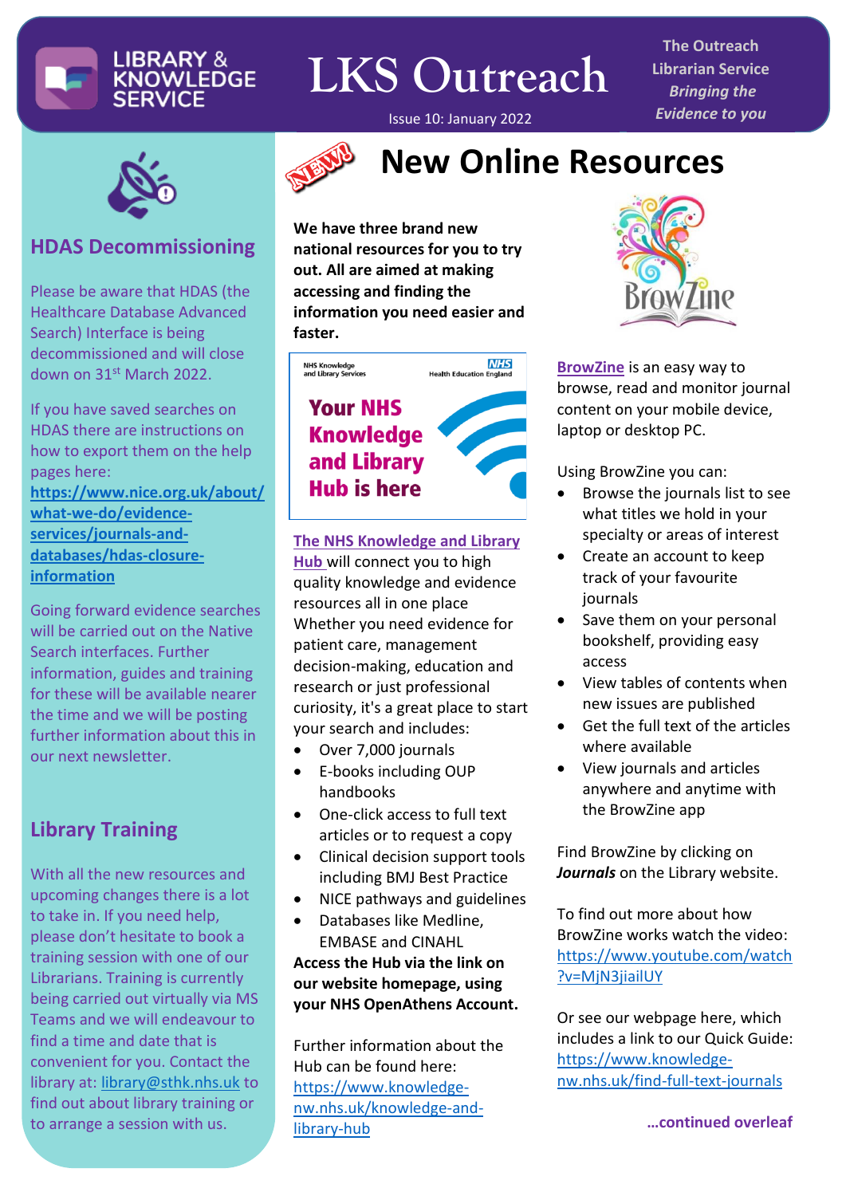# LKS Outreach

LIBRARY & KNOWLEDGE SERVICE

Issue 10: January 2022

The Outreach Librarian Service
*Bringing the Evidence to you*

## HDAS Decommissioning

Please be aware that HDAS (the Healthcare Database Advanced Search) Interface is being decommissioned and will close down on 31st March 2022.

If you have saved searches on HDAS there are instructions on how to export them on the help pages here: **https://www.nice.org.uk/about/what-we-do/evidence-services/journals-and-databases/hdas-closure-information**

Going forward evidence searches will be carried out on the Native Search interfaces. Further information, guides and training for these will be available nearer the time and we will be posting further information about this in our next newsletter.

## Library Training

With all the new resources and upcoming changes there is a lot to take in. If you need help, please don't hesitate to book a training session with one of our Librarians. Training is currently being carried out virtually via MS Teams and we will endeavour to find a time and date that is convenient for you. Contact the library at: library@sthk.nhs.uk to find out about library training or to arrange a session with us.

## New Online Resources

**We have three brand new national resources for you to try out. All are aimed at making accessing and finding the information you need easier and faster.**

NHS Knowledge and Library Services — Health Education England

**Your NHS Knowledge and Library Hub is here**

**The NHS Knowledge and Library Hub** will connect you to high quality knowledge and evidence resources all in one place Whether you need evidence for patient care, management decision-making, education and research or just professional curiosity, it's a great place to start your search and includes:

- Over 7,000 journals
- E-books including OUP handbooks
- One-click access to full text articles or to request a copy
- Clinical decision support tools including BMJ Best Practice
- NICE pathways and guidelines
- Databases like Medline, EMBASE and CINAHL

**Access the Hub via the link on our website homepage, using your NHS OpenAthens Account.**

Further information about the Hub can be found here: https://www.knowledge-nw.nhs.uk/knowledge-and-library-hub

**BrowZine** is an easy way to browse, read and monitor journal content on your mobile device, laptop or desktop PC.

Using BrowZine you can:

- Browse the journals list to see what titles we hold in your specialty or areas of interest
- Create an account to keep track of your favourite journals
- Save them on your personal bookshelf, providing easy access
- View tables of contents when new issues are published
- Get the full text of the articles where available
- View journals and articles anywhere and anytime with the BrowZine app

Find BrowZine by clicking on ***Journals*** on the Library website.

To find out more about how BrowZine works watch the video: https://www.youtube.com/watch?v=MjN3jiailUY

Or see our webpage here, which includes a link to our Quick Guide: https://www.knowledge-nw.nhs.uk/find-full-text-journals

**...continued overleaf**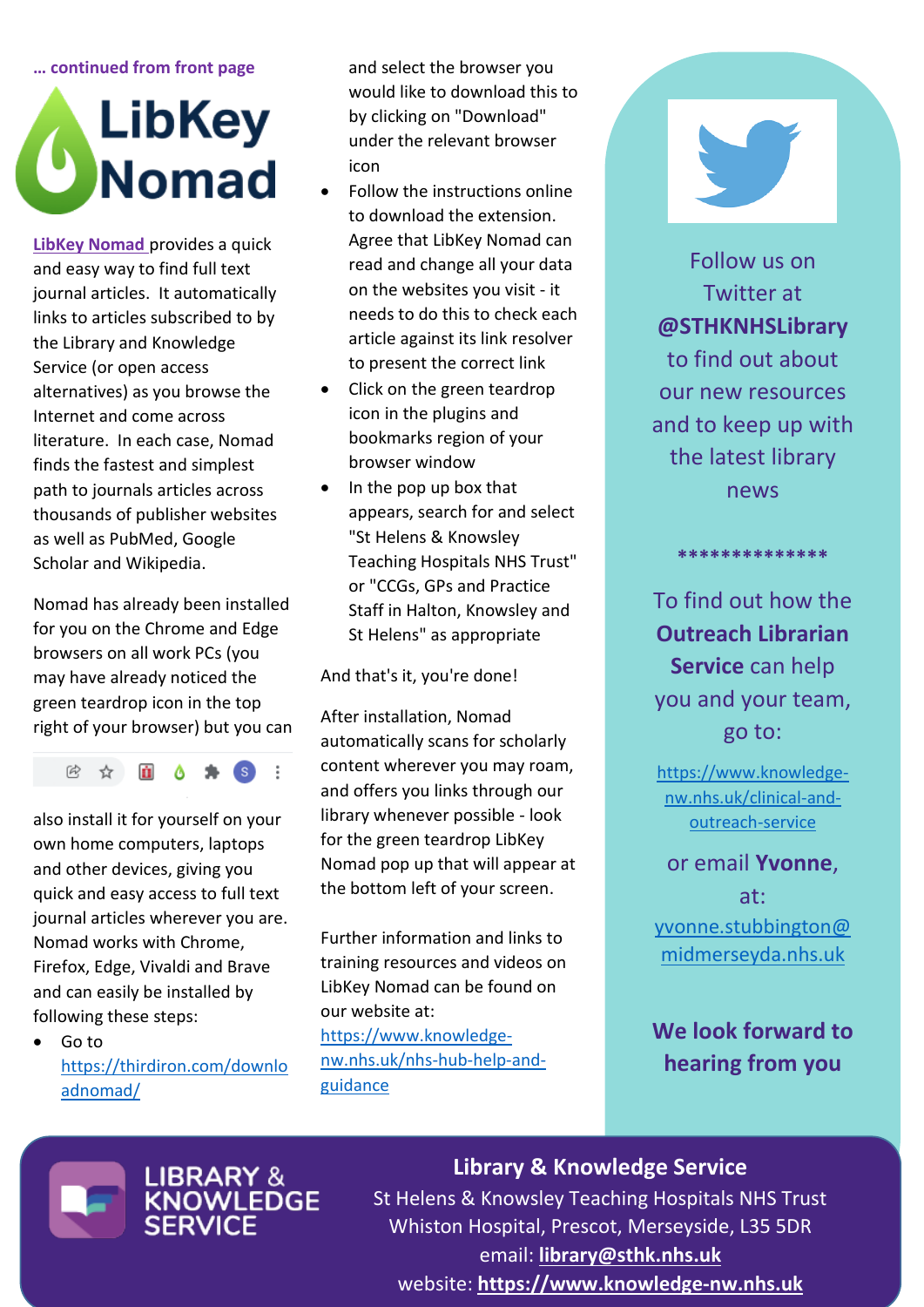*... continued from front page*

# LibKey Nomad

**LibKey Nomad** provides a quick and easy way to find full text journal articles. It automatically links to articles subscribed to by the Library and Knowledge Service (or open access alternatives) as you browse the Internet and come across literature. In each case, Nomad finds the fastest and simplest path to journals articles across thousands of publisher websites as well as PubMed, Google Scholar and Wikipedia.

Nomad has already been installed for you on the Chrome and Edge browsers on all work PCs (you may have already noticed the green teardrop icon in the top right of your browser) but you can also install it for yourself on your own home computers, laptops and other devices, giving you quick and easy access to full text journal articles wherever you are. Nomad works with Chrome, Firefox, Edge, Vivaldi and Brave and can easily be installed by following these steps:

- Go to https://thirdiron.com/downloadnomad/ and select the browser you would like to download this to by clicking on "Download" under the relevant browser icon
- Follow the instructions online to download the extension. Agree that LibKey Nomad can read and change all your data on the websites you visit - it needs to do this to check each article against its link resolver to present the correct link
- Click on the green teardrop icon in the plugins and bookmarks region of your browser window
- In the pop up box that appears, search for and select "St Helens & Knowsley Teaching Hospitals NHS Trust" or "CCGs, GPs and Practice Staff in Halton, Knowsley and St Helens" as appropriate

And that's it, you're done!

After installation, Nomad automatically scans for scholarly content wherever you may roam, and offers you links through our library whenever possible - look for the green teardrop LibKey Nomad pop up that will appear at the bottom left of your screen.

Further information and links to training resources and videos on LibKey Nomad can be found on our website at: https://www.knowledge-nw.nhs.uk/nhs-hub-help-and-guidance

Follow us on Twitter at **@STHKNHSLibrary** to find out about our new resources and to keep up with the latest library news

**************

To find out how the **Outreach Librarian Service** can help you and your team, go to:

https://www.knowledge-nw.nhs.uk/clinical-and-outreach-service

or email **Yvonne**, at:

yvonne.stubbington@midmerseyda.nhs.uk

**We look forward to hearing from you**

**LIBRARY & KNOWLEDGE SERVICE**

**Library & Knowledge Service**
St Helens & Knowsley Teaching Hospitals NHS Trust
Whiston Hospital, Prescot, Merseyside, L35 5DR
email: **library@sthk.nhs.uk**
website: **https://www.knowledge-nw.nhs.uk**